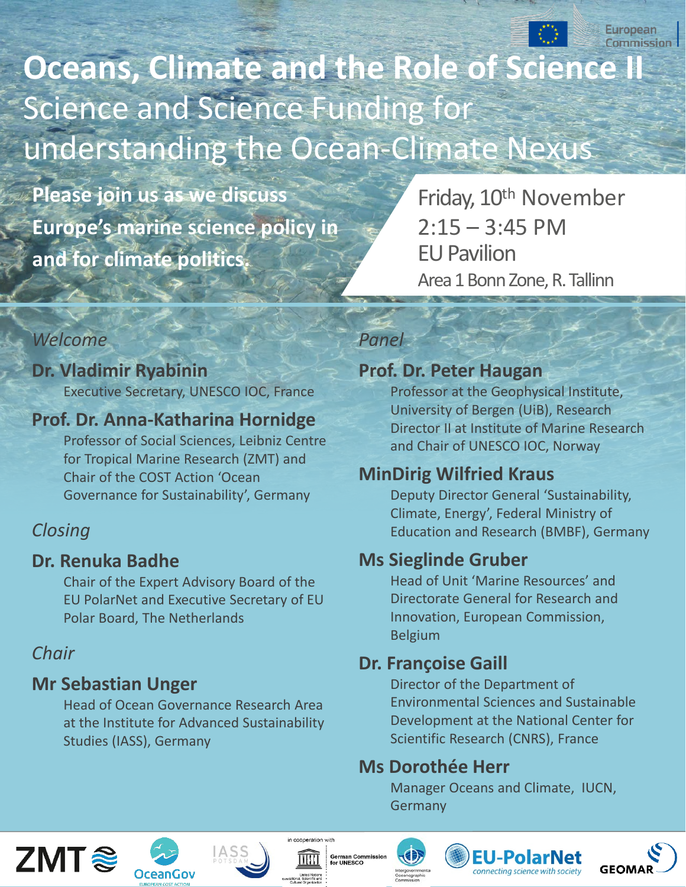European Commission

# Oceans, Climate and the Role of Science II

## Science and Science Funding for understanding the Ocean-Climate Nexus

**Please join us as we discuss Europe's marine science policy in and for climate politics.**

Friday, 10th November
2:15 – 3:45 PM
EU Pavilion
Area 1 Bonn Zone, R. Tallinn

### *Welcome*

**Dr. Vladimir Ryabinin**
Executive Secretary, UNESCO IOC, France

**Prof. Dr. Anna-Katharina Hornidge**
Professor of Social Sciences, Leibniz Centre for Tropical Marine Research (ZMT) and Chair of the COST Action 'Ocean Governance for Sustainability', Germany

### *Closing*

**Dr. Renuka Badhe**
Chair of the Expert Advisory Board of the EU PolarNet and Executive Secretary of EU Polar Board, The Netherlands

### *Chair*

**Mr Sebastian Unger**
Head of Ocean Governance Research Area at the Institute for Advanced Sustainability Studies (IASS), Germany

### *Panel*

**Prof. Dr. Peter Haugan**
Professor at the Geophysical Institute, University of Bergen (UiB), Research Director II at Institute of Marine Research and Chair of UNESCO IOC, Norway

**MinDirig Wilfried Kraus**
Deputy Director General 'Sustainability, Climate, Energy', Federal Ministry of Education and Research (BMBF), Germany

**Ms Sieglinde Gruber**
Head of Unit 'Marine Resources' and Directorate General for Research and Innovation, European Commission, Belgium

**Dr. Françoise Gaill**
Director of the Department of Environmental Sciences and Sustainable Development at the National Center for Scientific Research (CNRS), France

**Ms Dorothée Herr**
Manager Oceans and Climate, IUCN, Germany

ZMT | OceanGov European COST Action | IASS Potsdam | in cooperation with United Nations Educational, Scientific and Cultural Organization – German Commission for UNESCO | Intergovernmental Oceanographic Commission | EU-PolarNet connecting science with society | GEOMAR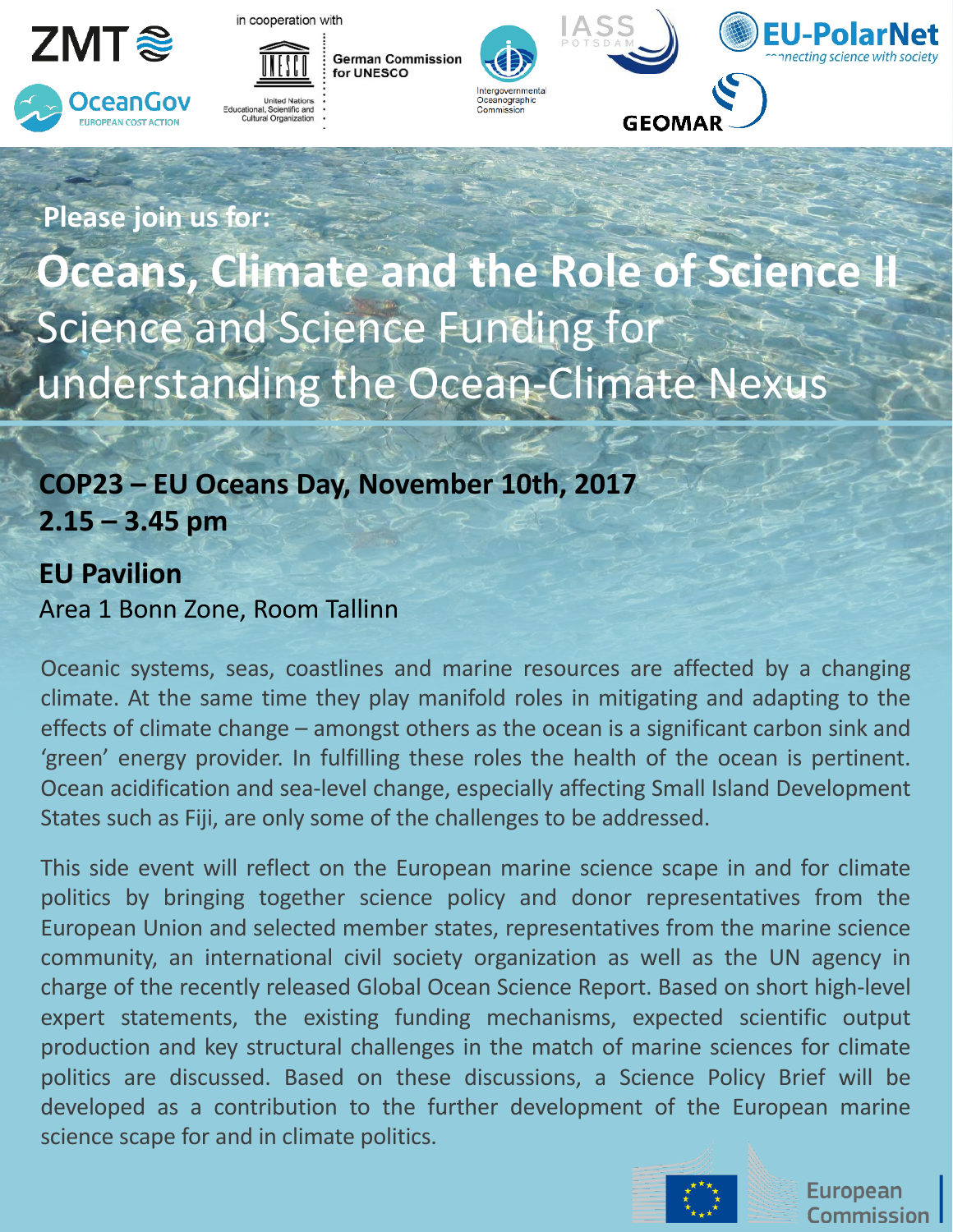ZMT

OceanGov
EUROPEAN COST ACTION

in cooperation with

German Commission for UNESCO

United Nations Educational, Scientific and Cultural Organization

Intergovernmental Oceanographic Commission

IASS POTSDAM

EU-PolarNet
connecting science with society

GEOMAR

Please join us for:

# Oceans, Climate and the Role of Science II

## Science and Science Funding for understanding the Ocean-Climate Nexus

**COP23 – EU Oceans Day, November 10th, 2017**
**2.15 – 3.45 pm**

**EU Pavilion**
Area 1 Bonn Zone, Room Tallinn

Oceanic systems, seas, coastlines and marine resources are affected by a changing climate. At the same time they play manifold roles in mitigating and adapting to the effects of climate change – amongst others as the ocean is a significant carbon sink and 'green' energy provider. In fulfilling these roles the health of the ocean is pertinent. Ocean acidification and sea-level change, especially affecting Small Island Development States such as Fiji, are only some of the challenges to be addressed.

This side event will reflect on the European marine science scape in and for climate politics by bringing together science policy and donor representatives from the European Union and selected member states, representatives from the marine science community, an international civil society organization as well as the UN agency in charge of the recently released Global Ocean Science Report. Based on short high-level expert statements, the existing funding mechanisms, expected scientific output production and key structural challenges in the match of marine sciences for climate politics are discussed. Based on these discussions, a Science Policy Brief will be developed as a contribution to the further development of the European marine science scape for and in climate politics.

European Commission